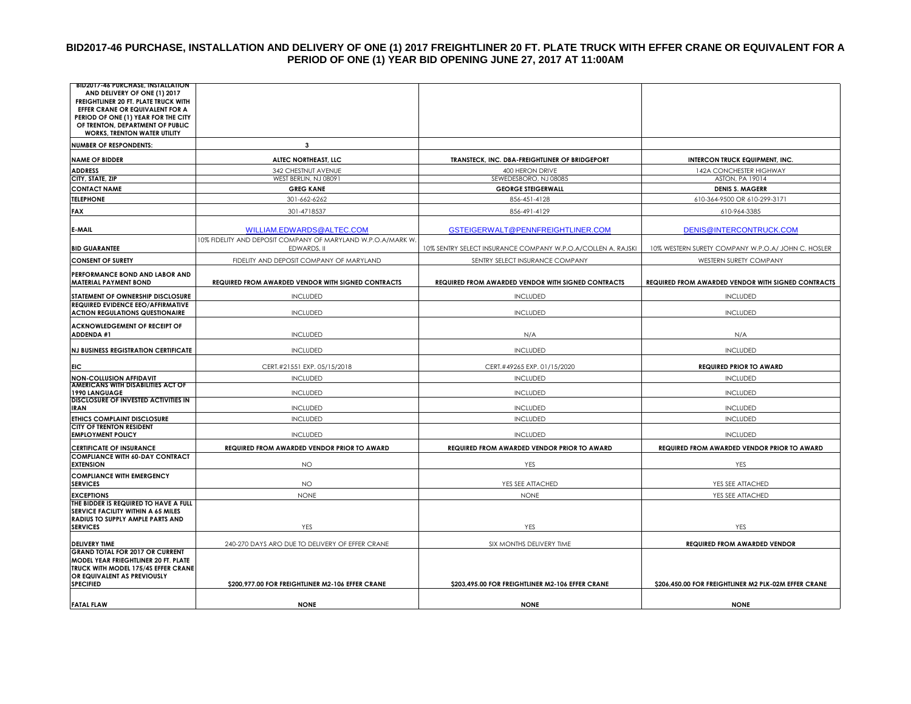# BID2017-46 PURCHASE, INSTALLATION AND DELIVERY OF ONE (1) 2017 FREIGHTLINER 20 FT. PLATE TRUCK WITH EFFER CRANE OR EQUIVALENT FOR A PERIOD OF ONE (1) YEAR BID OPENING JUNE 27, 2017 AT 11:00AM

| BID2017-46 PURCHASE, INSTALLATION AND DELIVERY OF ONE (1) 2017 FREIGHTLINER 20 FT. PLATE TRUCK WITH EFFER CRANE OR EQUIVALENT FOR A PERIOD OF ONE (1) YEAR FOR THE CITY OF TRENTON, DEPARTMENT OF PUBLIC WORKS, TRENTON WATER UTILITY | | | |
|---|---|---|---|
| **NUMBER OF RESPONDENTS:** | **3** | | |
| **NAME OF BIDDER** | **ALTEC NORTHEAST, LLC** | **TRANSTECK, INC. DBA-FREIGHTLINER OF BRIDGEPORT** | **INTERCON TRUCK EQUIPMENT, INC.** |
| **ADDRESS** | 342 CHESTNUT AVENUE | 400 HERON DRIVE | 142A CONCHESTER HIGHWAY |
| **CITY, STATE, ZIP** | WEST BERLIN, NJ 08091 | SEWEDESBORO, NJ 08085 | ASTON, PA 19014 |
| **CONTACT NAME** | **GREG KANE** | **GEORGE STEIGERWALL** | **DENIS S. MAGERR** |
| **TELEPHONE** | 301-662-6262 | 856-451-4128 | 610-364-9500 OR 610-299-3171 |
| **FAX** | 301-4718537 | 856-491-4129 | 610-964-3385 |
| **E-MAIL** | WILLIAM.EDWARDS@ALTEC.COM | GSTEIGERWALT@PENNFREIGHTLINER.COM | DENIS@INTERCONTRUCK.COM |
| **BID GUARANTEE** | 10% FIDELITY AND DEPOSIT COMPANY OF MARYLAND W.P.O.A/MARK W. EDWARDS, II | 10% SENTRY SELECT INSURANCE COMPANY W.P.O.A/COLLEN A. RAJSKI | 10% WESTERN SURETY COMPANY W.P.O.A/ JOHN C. HOSLER |
| **CONSENT OF SURETY** | FIDELITY AND DEPOSIT COMPANY OF MARYLAND | SENTRY SELECT INSURANCE COMPANY | WESTERN SURETY COMPANY |
| **PERFORMANCE BOND AND LABOR AND MATERIAL PAYMENT BOND** | **REQUIRED FROM AWARDED VENDOR WITH SIGNED CONTRACTS** | **REQUIRED FROM AWARDED VENDOR WITH SIGNED CONTRACTS** | **REQUIRED FROM AWARDED VENDOR WITH SIGNED CONTRACTS** |
| **STATEMENT OF OWNERSHIP DISCLOSURE** | INCLUDED | INCLUDED | INCLUDED |
| **REQUIRED EVIDENCE EEO/AFFIRMATIVE ACTION REGULATIONS QUESTIONAIRE** | INCLUDED | INCLUDED | INCLUDED |
| **ACKNOWLEDGEMENT OF RECEIPT OF ADDENDA #1** | INCLUDED | N/A | N/A |
| **NJ BUSINESS REGISTRATION CERTIFICATE** | INCLUDED | INCLUDED | INCLUDED |
| **EIC** | CERT.#21551 EXP. 05/15/2018 | CERT.#49265 EXP. 01/15/2020 | **REQUIRED PRIOR TO AWARD** |
| **NON-COLLUSION AFFIDAVIT** | INCLUDED | INCLUDED | INCLUDED |
| **AMERICANS WITH DISABILITIES ACT OF 1990 LANGUAGE** | INCLUDED | INCLUDED | INCLUDED |
| **DISCLOSURE OF INVESTED ACTIVITIES IN IRAN** | INCLUDED | INCLUDED | INCLUDED |
| **ETHICS COMPLAINT DISCLOSURE** | INCLUDED | INCLUDED | INCLUDED |
| **CITY OF TRENTON RESIDENT EMPLOYMENT POLICY** | INCLUDED | INCLUDED | INCLUDED |
| **CERTIFICATE OF INSURANCE** | **REQUIRED FROM AWARDED VENDOR PRIOR TO AWARD** | **REQUIRED FROM AWARDED VENDOR PRIOR TO AWARD** | **REQUIRED FROM AWARDED VENDOR PRIOR TO AWARD** |
| **COMPLIANCE WITH 60-DAY CONTRACT EXTENSION** | NO | YES | YES |
| **COMPLIANCE WITH EMERGENCY SERVICES** | NO | YES SEE ATTACHED | YES SEE ATTACHED |
| **EXCEPTIONS** | NONE | NONE | YES SEE ATTACHED |
| **THE BIDDER IS REQUIRED TO HAVE A FULL SERVICE FACILITY WITHIN A 65 MILES RADIUS TO SUPPLY AMPLE PARTS AND SERVICES** | YES | YES | YES |
| **DELIVERY TIME** | 240-270 DAYS ARO DUE TO DELIVERY OF EFFER CRANE | SIX MONTHS DELIVERY TIME | **REQUIRED FROM AWARDED VENDOR** |
| **GRAND TOTAL FOR 2017 OR CURRENT MODEL YEAR FRIEGHTLINER 20 FT. PLATE TRUCK WITH MODEL 175/4S EFFER CRANE OR EQUIVALENT AS PREVIOUSLY SPECIFIED** | **$200,977.00 FOR FREIGHTLINER M2-106 EFFER CRANE** | **$203,495.00 FOR FREIGHTLINER M2-106 EFFER CRANE** | **$206,450.00 FOR FREIGHTLINER M2 PLK-02M EFFER CRANE** |
| **FATAL FLAW** | **NONE** | **NONE** | **NONE** |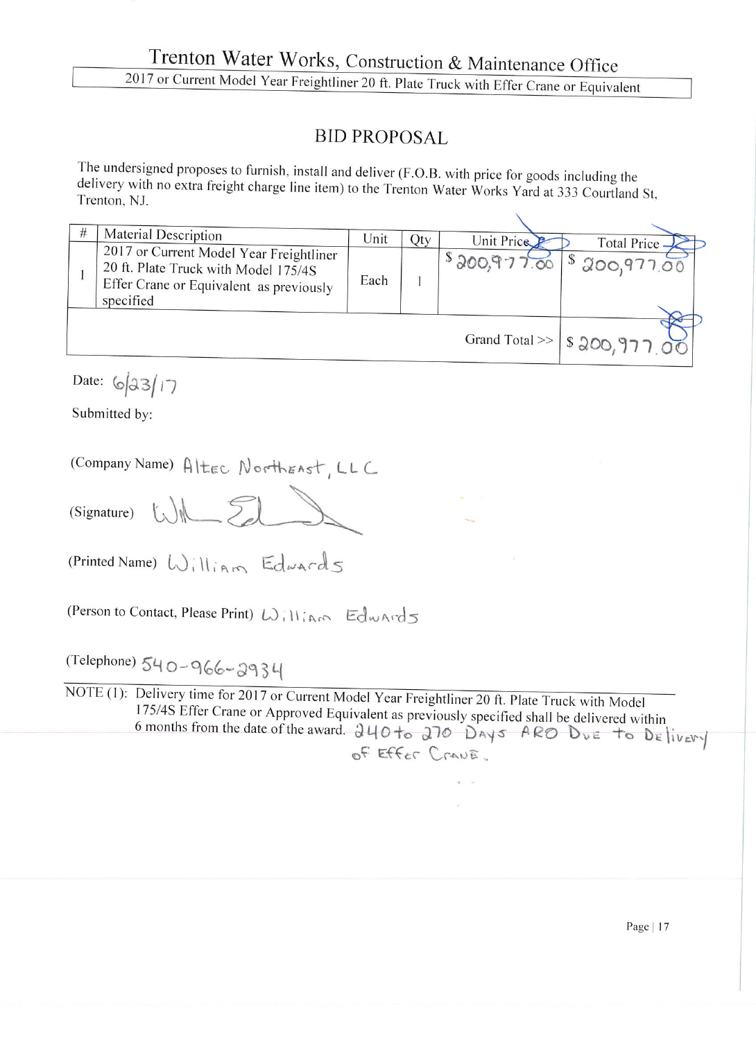# Trenton Water Works, Construction & Maintenance Office

2017 or Current Model Year Freightliner 20 ft. Plate Truck with Effer Crane or Equivalent

## BID PROPOSAL

The undersigned proposes to furnish, install and deliver (F.O.B. with price for goods including the delivery with no extra freight charge line item) to the Trenton Water Works Yard at 333 Courtland St, Trenton, NJ.

| # | Material Description | Unit | Qty | Unit Price | Total Price |
|---|---|---|---|---|---|
| 1 | 2017 or Current Model Year Freightliner 20 ft. Plate Truck with Model 175/4S Effer Crane or Equivalent as previously specified | Each | 1 | $ 200,977.00 | $ 200,977.00 |
| | | | | Grand Total >> | $ 200,977.00 |

Date: 6/23/17

Submitted by:

(Company Name) Altec Northeast, LLC

(Signature) [signature]

(Printed Name) William Edwards

(Person to Contact, Please Print) William Edwards

(Telephone) 540-966-2934

NOTE (1): Delivery time for 2017 or Current Model Year Freightliner 20 ft. Plate Truck with Model 175/4S Effer Crane or Approved Equivalent as previously specified shall be delivered within 6 months from the date of the award. 240 to 270 Days ARO Due to Delivery of Effer Crane.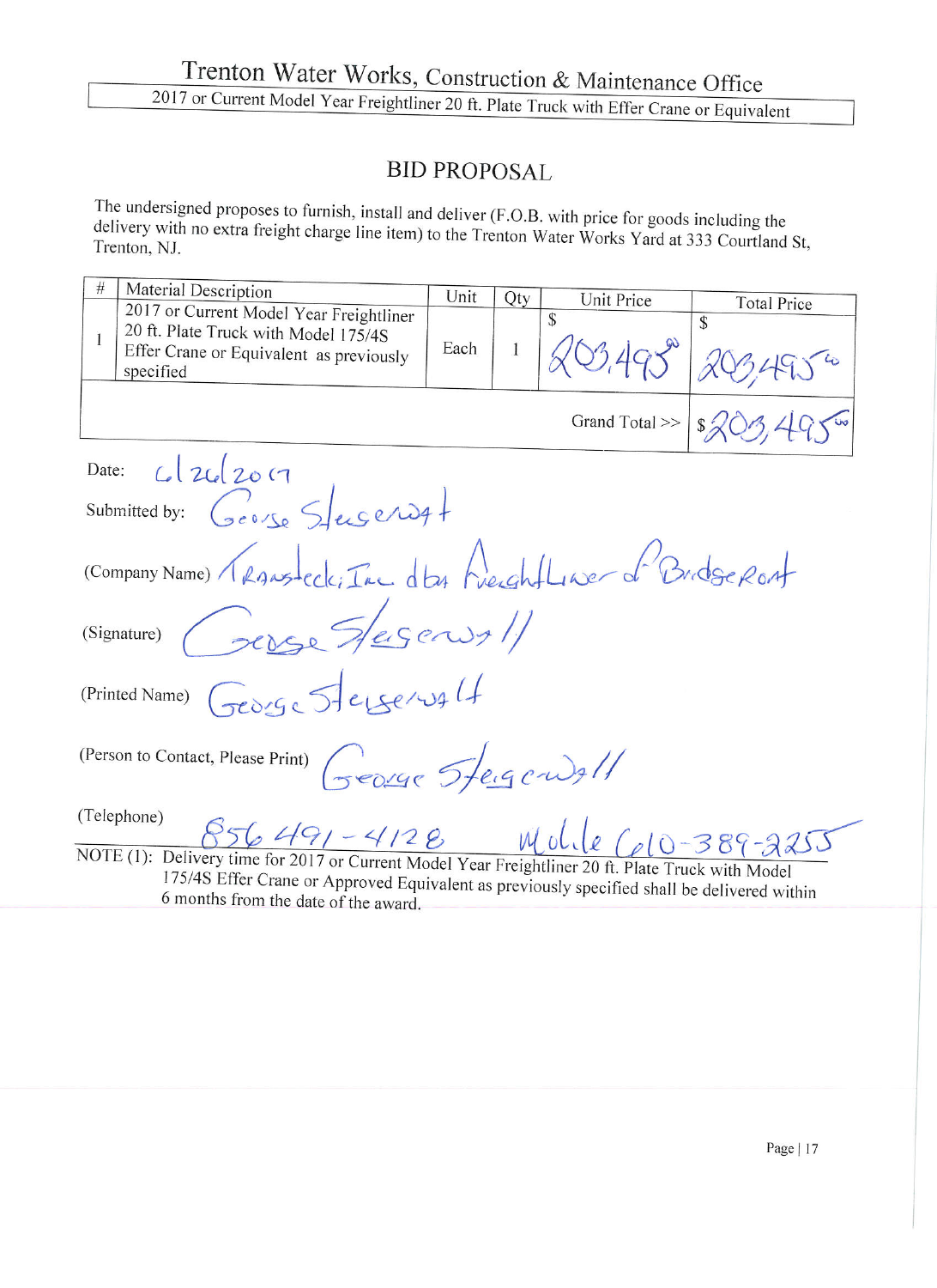# Trenton Water Works, Construction & Maintenance Office

2017 or Current Model Year Freightliner 20 ft. Plate Truck with Effer Crane or Equivalent

## BID PROPOSAL

The undersigned proposes to furnish, install and deliver (F.O.B. with price for goods including the delivery with no extra freight charge line item) to the Trenton Water Works Yard at 333 Courtland St, Trenton, NJ.

| # | Material Description | Unit | Qty | Unit Price | Total Price |
|---|---|---|---|---|---|
| 1 | 2017 or Current Model Year Freightliner 20 ft. Plate Truck with Model 175/4S Effer Crane or Equivalent as previously specified | Each | 1 | $ 203,495[00] | $ 203,495[00] |
| | | | | Grand Total >> | $ 203,495[00] |

Date: 6/26/2017

Submitted by: George Stegenwalt

(Company Name) Transteck, Inc dba Freightliner of Bridgeport

(Signature) George Stegenwalt

(Printed Name) George Stegenwalt

(Person to Contact, Please Print) George Stegenwalt

(Telephone) 856 491-4128 Mobile 610-389-2255

NOTE (1): Delivery time for 2017 or Current Model Year Freightliner 20 ft. Plate Truck with Model 175/4S Effer Crane or Approved Equivalent as previously specified shall be delivered within 6 months from the date of the award.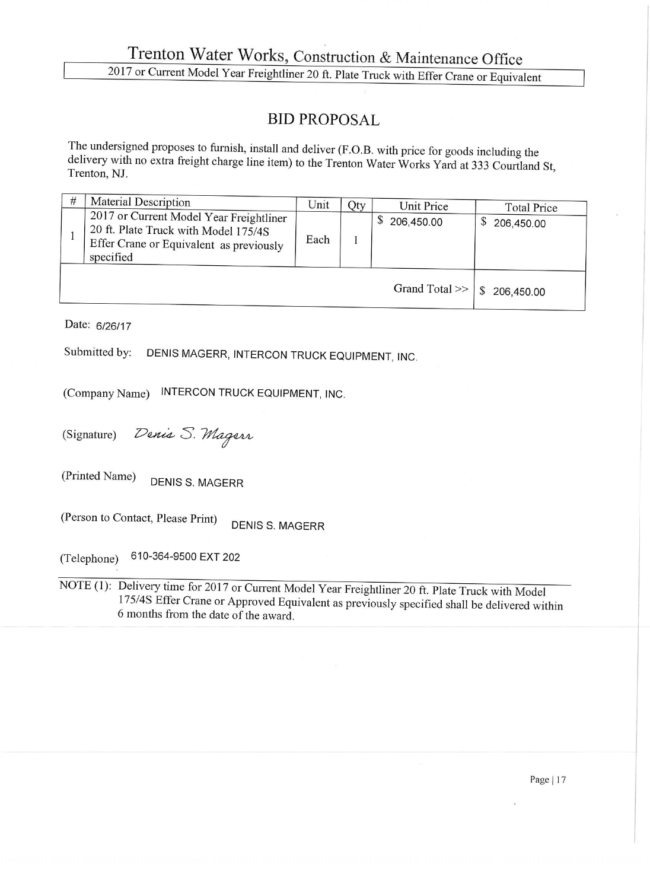# Trenton Water Works, Construction & Maintenance Office

2017 or Current Model Year Freightliner 20 ft. Plate Truck with Effer Crane or Equivalent

## BID PROPOSAL

The undersigned proposes to furnish, install and deliver (F.O.B. with price for goods including the delivery with no extra freight charge line item) to the Trenton Water Works Yard at 333 Courtland St, Trenton, NJ.

| # | Material Description | Unit | Qty | Unit Price | Total Price |
|---|---|---|---|---|---|
| 1 | 2017 or Current Model Year Freightliner 20 ft. Plate Truck with Model 175/4S Effer Crane or Equivalent as previously specified | Each | 1 | $ 206,450.00 | $ 206,450.00 |
| | | | | Grand Total >> | $ 206,450.00 |

Date: 6/26/17

Submitted by: DENIS MAGERR, INTERCON TRUCK EQUIPMENT, INC.

(Company Name) INTERCON TRUCK EQUIPMENT, INC.

(Signature) Denis S. Magerr

(Printed Name) DENIS S. MAGERR

(Person to Contact, Please Print) DENIS S. MAGERR

(Telephone) 610-364-9500 EXT 202

NOTE (1): Delivery time for 2017 or Current Model Year Freightliner 20 ft. Plate Truck with Model 175/4S Effer Crane or Approved Equivalent as previously specified shall be delivered within 6 months from the date of the award.